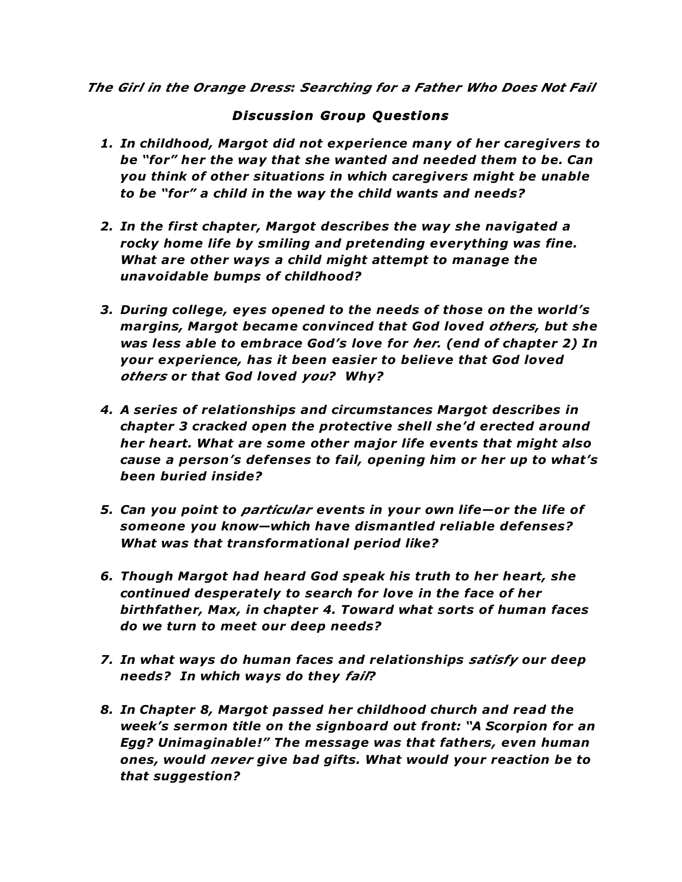***The Girl in the Orange Dress: Searching for a Father Who Does Not Fail***

## ***Discussion Group Questions***

1. ***In childhood, Margot did not experience many of her caregivers to be "for" her the way that she wanted and needed them to be. Can you think of other situations in which caregivers might be unable to be "for" a child in the way the child wants and needs?***

2. ***In the first chapter, Margot describes the way she navigated a rocky home life by smiling and pretending everything was fine. What are other ways a child might attempt to manage the unavoidable bumps of childhood?***

3. ***During college, eyes opened to the needs of those on the world's margins, Margot became convinced that God loved*** *others****, but she was less able to embrace God's love for*** *her****. (end of chapter 2) In your experience, has it been easier to believe that God loved*** *others* ***or that God loved*** *you****? Why?***

4. ***A series of relationships and circumstances Margot describes in chapter 3 cracked open the protective shell she'd erected around her heart. What are some other major life events that might also cause a person's defenses to fail, opening him or her up to what's been buried inside?***

5. ***Can you point to*** *particular* ***events in your own life—or the life of someone you know—which have dismantled reliable defenses? What was that transformational period like?***

6. ***Though Margot had heard God speak his truth to her heart, she continued desperately to search for love in the face of her birthfather, Max, in chapter 4. Toward what sorts of human faces do we turn to meet our deep needs?***

7. ***In what ways do human faces and relationships*** *satisfy* ***our deep needs? In which ways do they*** *fail****?***

8. ***In Chapter 8, Margot passed her childhood church and read the week's sermon title on the signboard out front: "A Scorpion for an Egg? Unimaginable!" The message was that fathers, even human ones, would*** *never* ***give bad gifts. What would your reaction be to that suggestion?***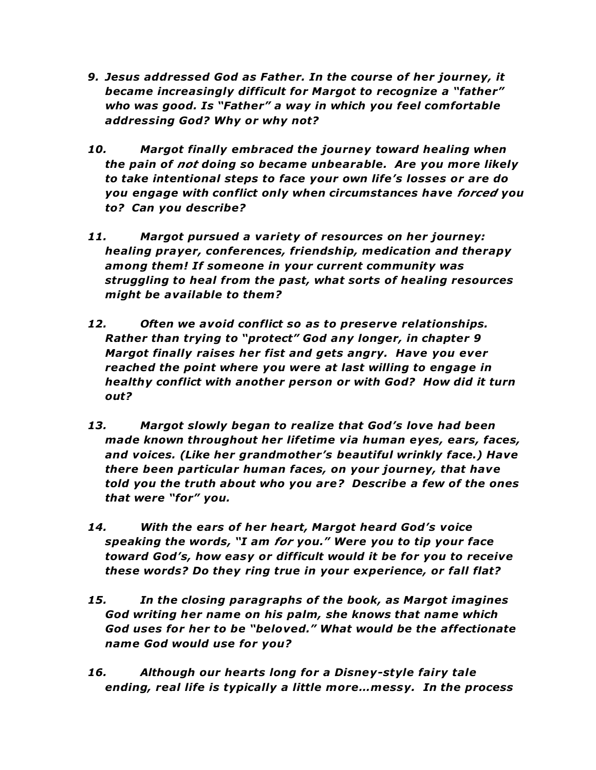9. *Jesus addressed God as Father. In the course of her journey, it became increasingly difficult for Margot to recognize a "father" who was good. Is "Father" a way in which you feel comfortable addressing God? Why or why not?*

10. *Margot finally embraced the journey toward healing when the pain of not doing so became unbearable. Are you more likely to take intentional steps to face your own life's losses or are do you engage with conflict only when circumstances have forced you to? Can you describe?*

11. *Margot pursued a variety of resources on her journey: healing prayer, conferences, friendship, medication and therapy among them! If someone in your current community was struggling to heal from the past, what sorts of healing resources might be available to them?*

12. *Often we avoid conflict so as to preserve relationships. Rather than trying to "protect" God any longer, in chapter 9 Margot finally raises her fist and gets angry. Have you ever reached the point where you were at last willing to engage in healthy conflict with another person or with God? How did it turn out?*

13. *Margot slowly began to realize that God's love had been made known throughout her lifetime via human eyes, ears, faces, and voices. (Like her grandmother's beautiful wrinkly face.) Have there been particular human faces, on your journey, that have told you the truth about who you are? Describe a few of the ones that were "for" you.*

14. *With the ears of her heart, Margot heard God's voice speaking the words, "I am for you." Were you to tip your face toward God's, how easy or difficult would it be for you to receive these words? Do they ring true in your experience, or fall flat?*

15. *In the closing paragraphs of the book, as Margot imagines God writing her name on his palm, she knows that name which God uses for her to be "beloved." What would be the affectionate name God would use for you?*

16. *Although our hearts long for a Disney-style fairy tale ending, real life is typically a little more…messy. In the process*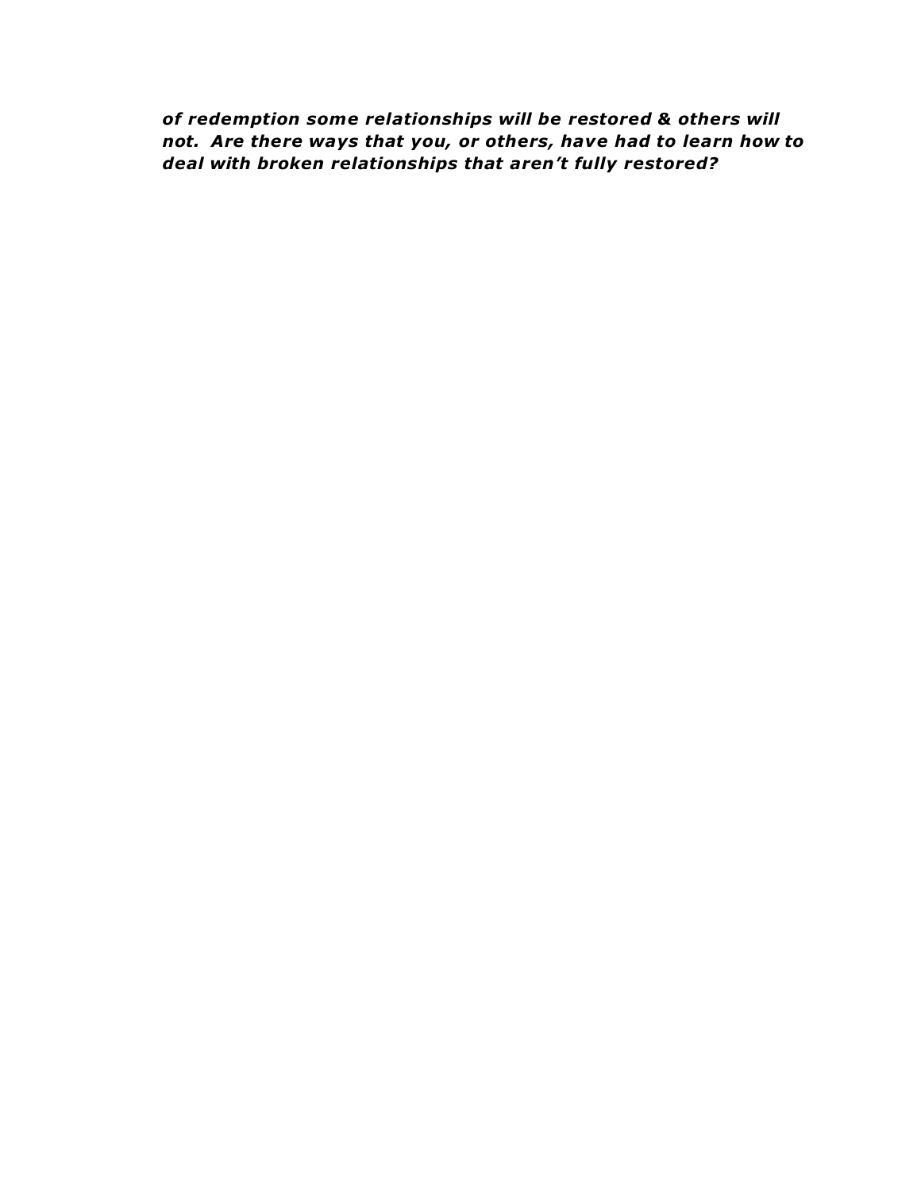***of redemption some relationships will be restored & others will not. Are there ways that you, or others, have had to learn how to deal with broken relationships that aren't fully restored?***